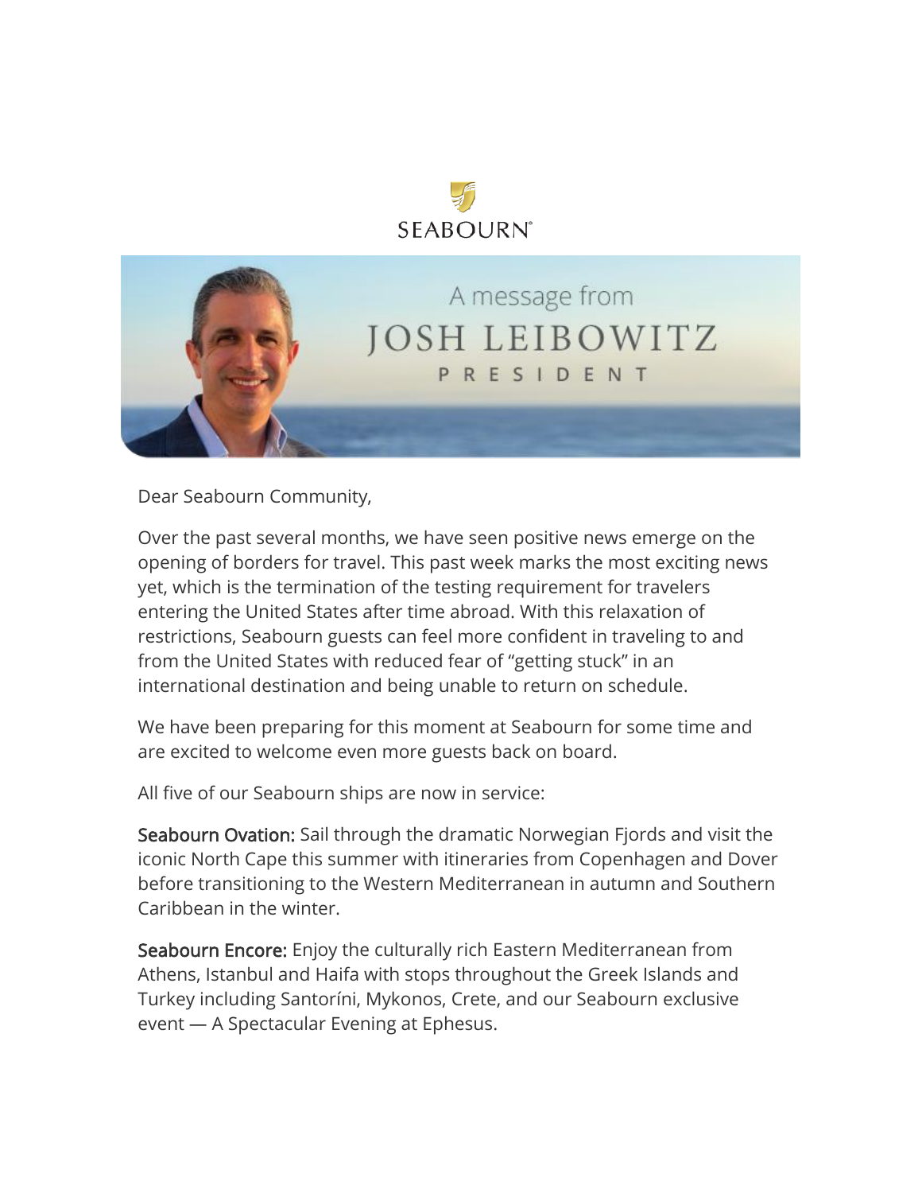SEABOURN

A message from

# JOSH LEIBOWITZ

PRESIDENT

Dear Seabourn Community,

Over the past several months, we have seen positive news emerge on the opening of borders for travel. This past week marks the most exciting news yet, which is the termination of the testing requirement for travelers entering the United States after time abroad. With this relaxation of restrictions, Seabourn guests can feel more confident in traveling to and from the United States with reduced fear of "getting stuck" in an international destination and being unable to return on schedule.

We have been preparing for this moment at Seabourn for some time and are excited to welcome even more guests back on board.

All five of our Seabourn ships are now in service:

**Seabourn Ovation:** Sail through the dramatic Norwegian Fjords and visit the iconic North Cape this summer with itineraries from Copenhagen and Dover before transitioning to the Western Mediterranean in autumn and Southern Caribbean in the winter.

**Seabourn Encore:** Enjoy the culturally rich Eastern Mediterranean from Athens, Istanbul and Haifa with stops throughout the Greek Islands and Turkey including Santoríni, Mykonos, Crete, and our Seabourn exclusive event — A Spectacular Evening at Ephesus.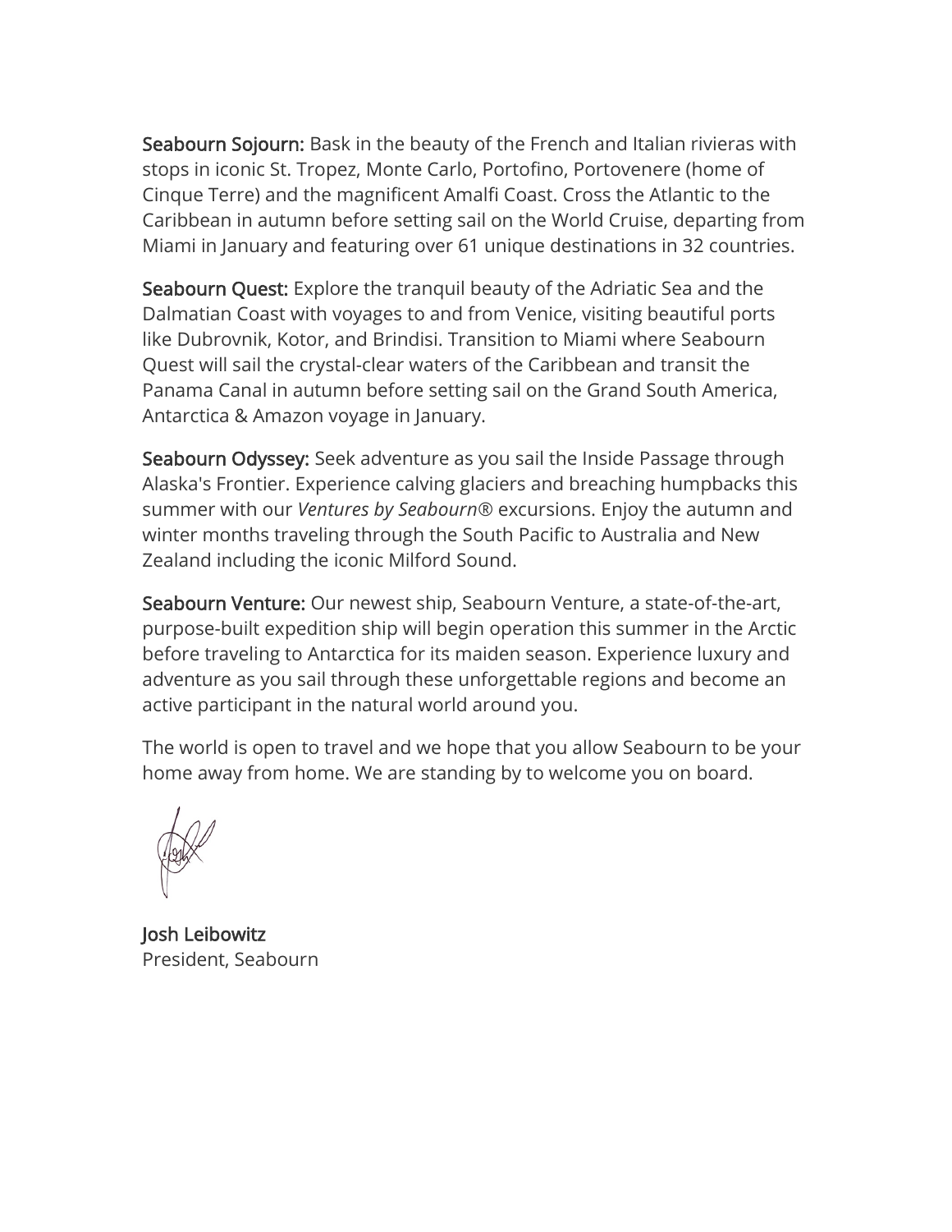**Seabourn Sojourn:** Bask in the beauty of the French and Italian rivieras with stops in iconic St. Tropez, Monte Carlo, Portofino, Portovenere (home of Cinque Terre) and the magnificent Amalfi Coast. Cross the Atlantic to the Caribbean in autumn before setting sail on the World Cruise, departing from Miami in January and featuring over 61 unique destinations in 32 countries.

**Seabourn Quest:** Explore the tranquil beauty of the Adriatic Sea and the Dalmatian Coast with voyages to and from Venice, visiting beautiful ports like Dubrovnik, Kotor, and Brindisi. Transition to Miami where Seabourn Quest will sail the crystal-clear waters of the Caribbean and transit the Panama Canal in autumn before setting sail on the Grand South America, Antarctica & Amazon voyage in January.

**Seabourn Odyssey:** Seek adventure as you sail the Inside Passage through Alaska's Frontier. Experience calving glaciers and breaching humpbacks this summer with our *Ventures by Seabourn®* excursions. Enjoy the autumn and winter months traveling through the South Pacific to Australia and New Zealand including the iconic Milford Sound.

**Seabourn Venture:** Our newest ship, Seabourn Venture, a state-of-the-art, purpose-built expedition ship will begin operation this summer in the Arctic before traveling to Antarctica for its maiden season. Experience luxury and adventure as you sail through these unforgettable regions and become an active participant in the natural world around you.

The world is open to travel and we hope that you allow Seabourn to be your home away from home. We are standing by to welcome you on board.

**Josh Leibowitz**
President, Seabourn